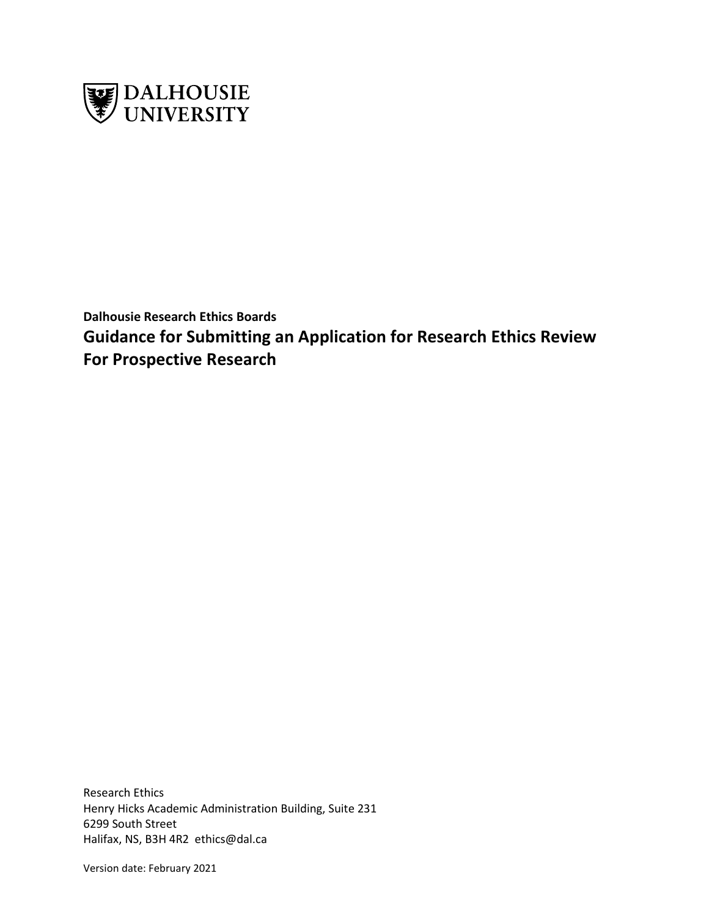DALHOUSIE UNIVERSITY

**Dalhousie Research Ethics Boards**

# Guidance for Submitting an Application for Research Ethics Review For Prospective Research

Research Ethics
Henry Hicks Academic Administration Building, Suite 231
6299 South Street
Halifax, NS, B3H 4R2 ethics@dal.ca

Version date: February 2021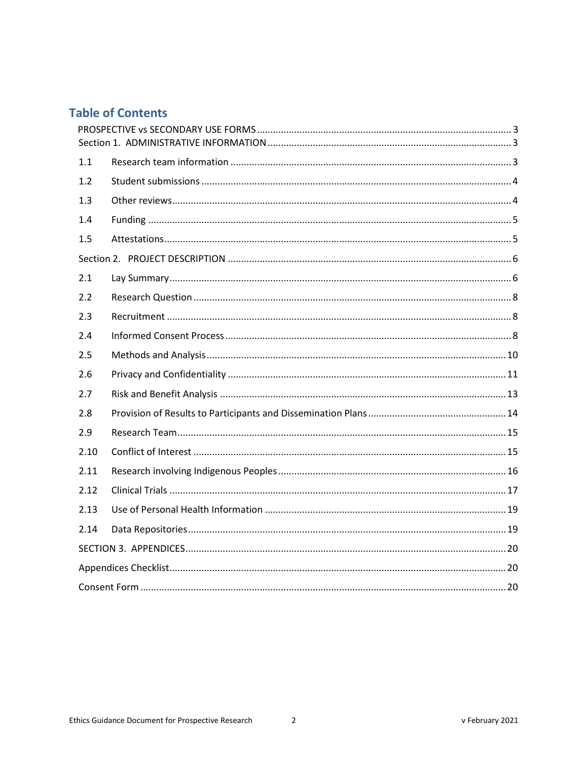# Table of Contents

PROSPECTIVE vs SECONDARY USE FORMS ........................................................................................... 3

Section 1. ADMINISTRATIVE INFORMATION ........................................................................................ 3

1.1 Research team information ........................................................................................................ 3

1.2 Student submissions .................................................................................................................. 4

1.3 Other reviews .............................................................................................................................. 4

1.4 Funding ....................................................................................................................................... 5

1.5 Attestations ................................................................................................................................. 5

Section 2. PROJECT DESCRIPTION ....................................................................................................... 6

2.1 Lay Summary ............................................................................................................................... 6

2.2 Research Question ...................................................................................................................... 8

2.3 Recruitment ................................................................................................................................ 8

2.4 Informed Consent Process .......................................................................................................... 8

2.5 Methods and Analysis ............................................................................................................... 10

2.6 Privacy and Confidentiality ....................................................................................................... 11

2.7 Risk and Benefit Analysis .......................................................................................................... 13

2.8 Provision of Results to Participants and Dissemination Plans ................................................... 14

2.9 Research Team .......................................................................................................................... 15

2.10 Conflict of Interest .................................................................................................................... 15

2.11 Research involving Indigenous Peoples .................................................................................... 16

2.12 Clinical Trials ............................................................................................................................. 17

2.13 Use of Personal Health Information ......................................................................................... 19

2.14 Data Repositories ...................................................................................................................... 19

SECTION 3. APPENDICES ....................................................................................................................... 20

Appendices Checklist ............................................................................................................................. 20

Consent Form ......................................................................................................................................... 20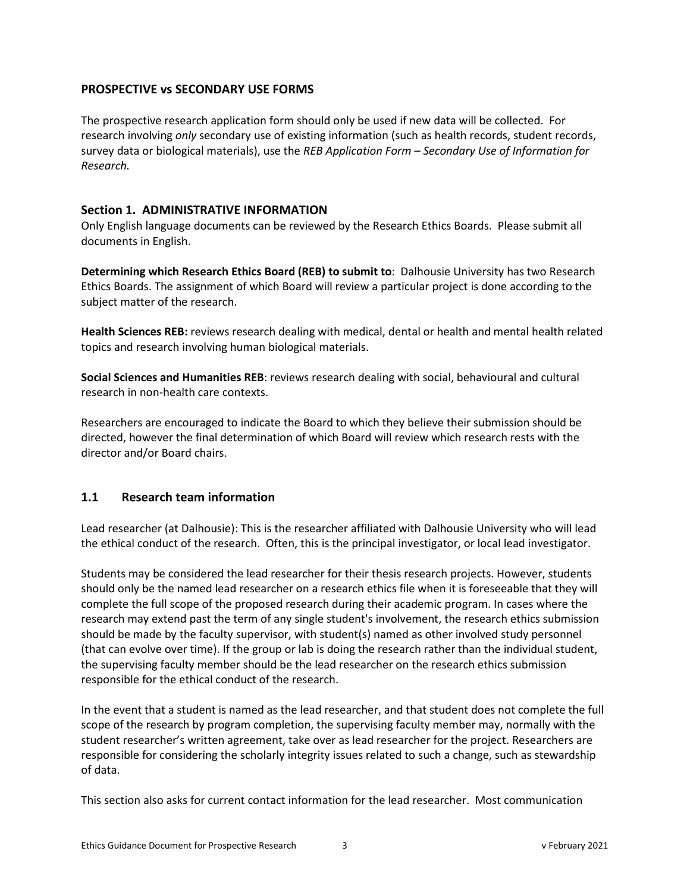## PROSPECTIVE vs SECONDARY USE FORMS

The prospective research application form should only be used if new data will be collected. For research involving *only* secondary use of existing information (such as health records, student records, survey data or biological materials), use the *REB Application Form – Secondary Use of Information for Research.*

## Section 1. ADMINISTRATIVE INFORMATION

Only English language documents can be reviewed by the Research Ethics Boards. Please submit all documents in English.

**Determining which Research Ethics Board (REB) to submit to**: Dalhousie University has two Research Ethics Boards. The assignment of which Board will review a particular project is done according to the subject matter of the research.

**Health Sciences REB:** reviews research dealing with medical, dental or health and mental health related topics and research involving human biological materials.

**Social Sciences and Humanities REB**: reviews research dealing with social, behavioural and cultural research in non-health care contexts.

Researchers are encouraged to indicate the Board to which they believe their submission should be directed, however the final determination of which Board will review which research rests with the director and/or Board chairs.

### 1.1 Research team information

Lead researcher (at Dalhousie): This is the researcher affiliated with Dalhousie University who will lead the ethical conduct of the research. Often, this is the principal investigator, or local lead investigator.

Students may be considered the lead researcher for their thesis research projects. However, students should only be the named lead researcher on a research ethics file when it is foreseeable that they will complete the full scope of the proposed research during their academic program. In cases where the research may extend past the term of any single student's involvement, the research ethics submission should be made by the faculty supervisor, with student(s) named as other involved study personnel (that can evolve over time). If the group or lab is doing the research rather than the individual student, the supervising faculty member should be the lead researcher on the research ethics submission responsible for the ethical conduct of the research.

In the event that a student is named as the lead researcher, and that student does not complete the full scope of the research by program completion, the supervising faculty member may, normally with the student researcher's written agreement, take over as lead researcher for the project. Researchers are responsible for considering the scholarly integrity issues related to such a change, such as stewardship of data.

This section also asks for current contact information for the lead researcher. Most communication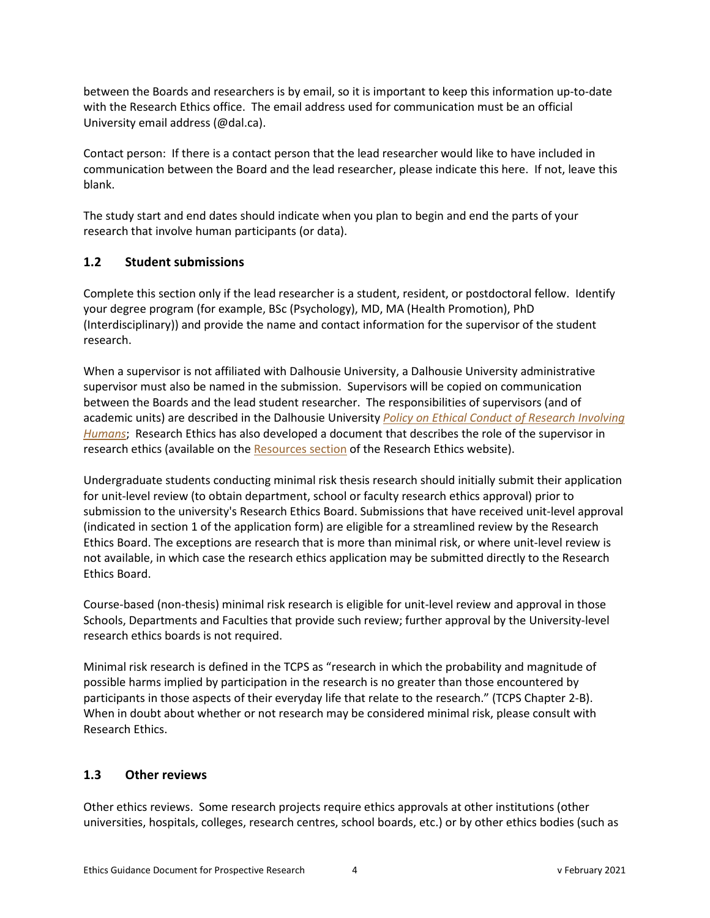between the Boards and researchers is by email, so it is important to keep this information up-to-date with the Research Ethics office. The email address used for communication must be an official University email address (@dal.ca).

Contact person: If there is a contact person that the lead researcher would like to have included in communication between the Board and the lead researcher, please indicate this here. If not, leave this blank.

The study start and end dates should indicate when you plan to begin and end the parts of your research that involve human participants (or data).

### 1.2 Student submissions

Complete this section only if the lead researcher is a student, resident, or postdoctoral fellow. Identify your degree program (for example, BSc (Psychology), MD, MA (Health Promotion), PhD (Interdisciplinary)) and provide the name and contact information for the supervisor of the student research.

When a supervisor is not affiliated with Dalhousie University, a Dalhousie University administrative supervisor must also be named in the submission. Supervisors will be copied on communication between the Boards and the lead student researcher. The responsibilities of supervisors (and of academic units) are described in the Dalhousie University *Policy on Ethical Conduct of Research Involving Humans*; Research Ethics has also developed a document that describes the role of the supervisor in research ethics (available on the Resources section of the Research Ethics website).

Undergraduate students conducting minimal risk thesis research should initially submit their application for unit-level review (to obtain department, school or faculty research ethics approval) prior to submission to the university's Research Ethics Board. Submissions that have received unit-level approval (indicated in section 1 of the application form) are eligible for a streamlined review by the Research Ethics Board. The exceptions are research that is more than minimal risk, or where unit-level review is not available, in which case the research ethics application may be submitted directly to the Research Ethics Board.

Course-based (non-thesis) minimal risk research is eligible for unit-level review and approval in those Schools, Departments and Faculties that provide such review; further approval by the University-level research ethics boards is not required.

Minimal risk research is defined in the TCPS as "research in which the probability and magnitude of possible harms implied by participation in the research is no greater than those encountered by participants in those aspects of their everyday life that relate to the research." (TCPS Chapter 2-B). When in doubt about whether or not research may be considered minimal risk, please consult with Research Ethics.

### 1.3 Other reviews

Other ethics reviews. Some research projects require ethics approvals at other institutions (other universities, hospitals, colleges, research centres, school boards, etc.) or by other ethics bodies (such as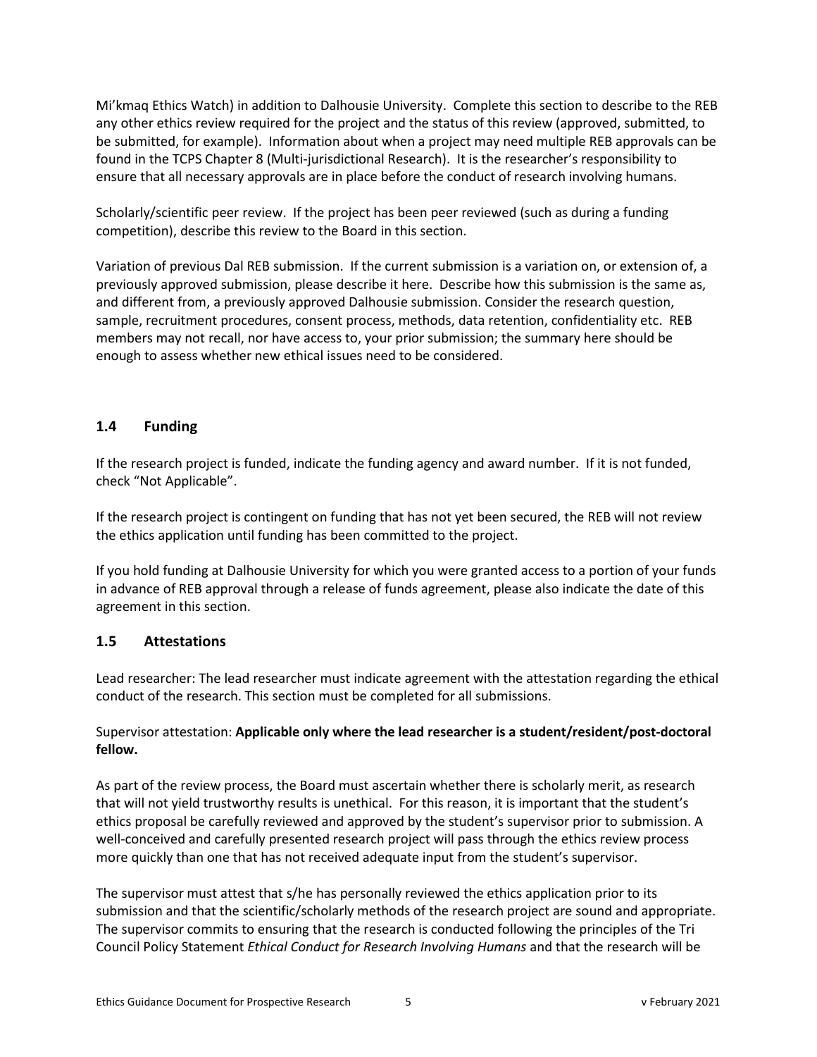Mi'kmaq Ethics Watch) in addition to Dalhousie University. Complete this section to describe to the REB any other ethics review required for the project and the status of this review (approved, submitted, to be submitted, for example). Information about when a project may need multiple REB approvals can be found in the TCPS Chapter 8 (Multi-jurisdictional Research). It is the researcher's responsibility to ensure that all necessary approvals are in place before the conduct of research involving humans.

Scholarly/scientific peer review. If the project has been peer reviewed (such as during a funding competition), describe this review to the Board in this section.

Variation of previous Dal REB submission. If the current submission is a variation on, or extension of, a previously approved submission, please describe it here. Describe how this submission is the same as, and different from, a previously approved Dalhousie submission. Consider the research question, sample, recruitment procedures, consent process, methods, data retention, confidentiality etc. REB members may not recall, nor have access to, your prior submission; the summary here should be enough to assess whether new ethical issues need to be considered.

### 1.4 Funding

If the research project is funded, indicate the funding agency and award number. If it is not funded, check "Not Applicable".

If the research project is contingent on funding that has not yet been secured, the REB will not review the ethics application until funding has been committed to the project.

If you hold funding at Dalhousie University for which you were granted access to a portion of your funds in advance of REB approval through a release of funds agreement, please also indicate the date of this agreement in this section.

### 1.5 Attestations

Lead researcher: The lead researcher must indicate agreement with the attestation regarding the ethical conduct of the research. This section must be completed for all submissions.

Supervisor attestation: **Applicable only where the lead researcher is a student/resident/post-doctoral fellow.**

As part of the review process, the Board must ascertain whether there is scholarly merit, as research that will not yield trustworthy results is unethical. For this reason, it is important that the student's ethics proposal be carefully reviewed and approved by the student's supervisor prior to submission. A well-conceived and carefully presented research project will pass through the ethics review process more quickly than one that has not received adequate input from the student's supervisor.

The supervisor must attest that s/he has personally reviewed the ethics application prior to its submission and that the scientific/scholarly methods of the research project are sound and appropriate. The supervisor commits to ensuring that the research is conducted following the principles of the Tri Council Policy Statement *Ethical Conduct for Research Involving Humans* and that the research will be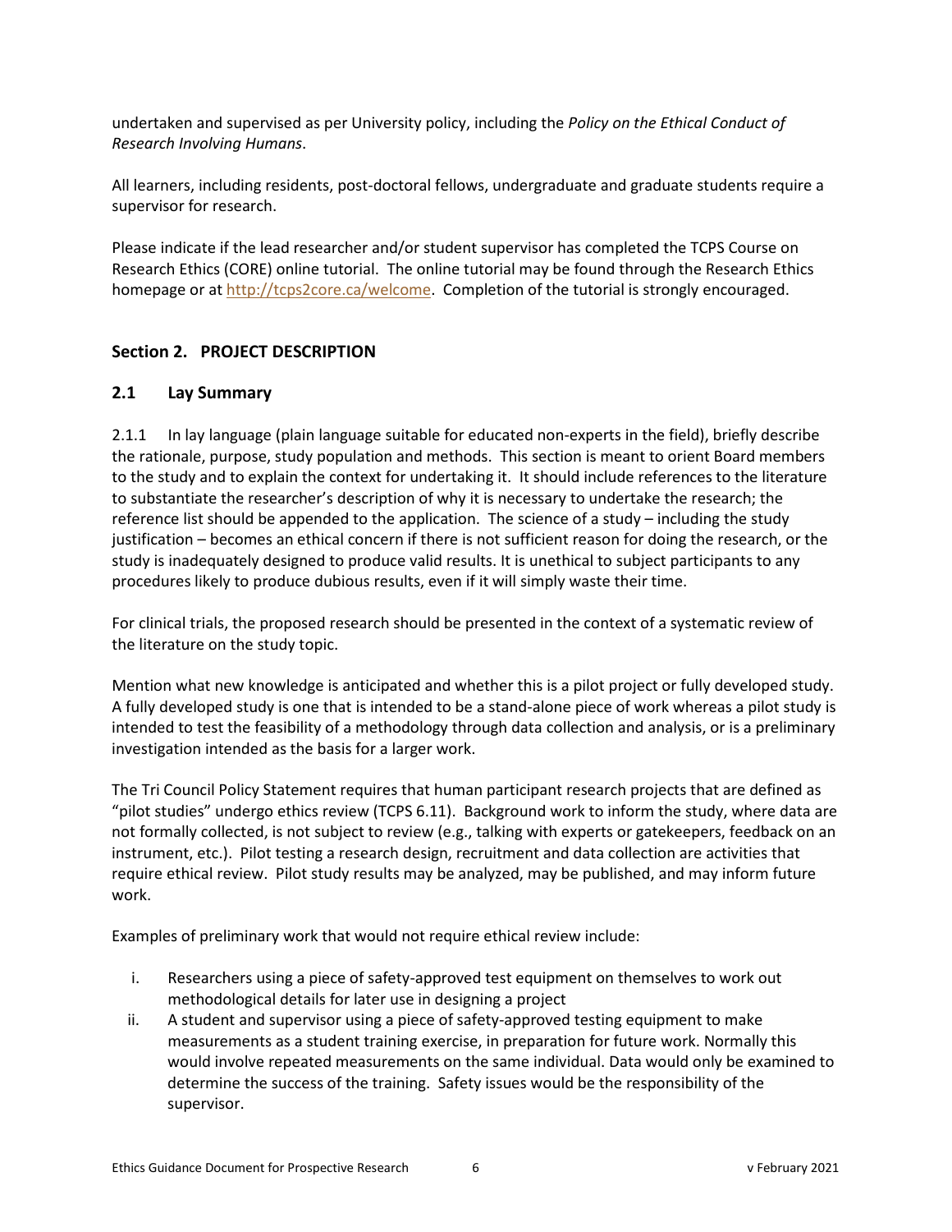undertaken and supervised as per University policy, including the *Policy on the Ethical Conduct of Research Involving Humans*.

All learners, including residents, post-doctoral fellows, undergraduate and graduate students require a supervisor for research.

Please indicate if the lead researcher and/or student supervisor has completed the TCPS Course on Research Ethics (CORE) online tutorial. The online tutorial may be found through the Research Ethics homepage or at [http://tcps2core.ca/welcome](http://tcps2core.ca/welcome). Completion of the tutorial is strongly encouraged.

## Section 2. PROJECT DESCRIPTION

### 2.1 Lay Summary

2.1.1 In lay language (plain language suitable for educated non-experts in the field), briefly describe the rationale, purpose, study population and methods. This section is meant to orient Board members to the study and to explain the context for undertaking it. It should include references to the literature to substantiate the researcher's description of why it is necessary to undertake the research; the reference list should be appended to the application. The science of a study – including the study justification – becomes an ethical concern if there is not sufficient reason for doing the research, or the study is inadequately designed to produce valid results. It is unethical to subject participants to any procedures likely to produce dubious results, even if it will simply waste their time.

For clinical trials, the proposed research should be presented in the context of a systematic review of the literature on the study topic.

Mention what new knowledge is anticipated and whether this is a pilot project or fully developed study. A fully developed study is one that is intended to be a stand-alone piece of work whereas a pilot study is intended to test the feasibility of a methodology through data collection and analysis, or is a preliminary investigation intended as the basis for a larger work.

The Tri Council Policy Statement requires that human participant research projects that are defined as "pilot studies" undergo ethics review (TCPS 6.11). Background work to inform the study, where data are not formally collected, is not subject to review (e.g., talking with experts or gatekeepers, feedback on an instrument, etc.). Pilot testing a research design, recruitment and data collection are activities that require ethical review. Pilot study results may be analyzed, may be published, and may inform future work.

Examples of preliminary work that would not require ethical review include:

i. Researchers using a piece of safety-approved test equipment on themselves to work out methodological details for later use in designing a project
ii. A student and supervisor using a piece of safety-approved testing equipment to make measurements as a student training exercise, in preparation for future work. Normally this would involve repeated measurements on the same individual. Data would only be examined to determine the success of the training. Safety issues would be the responsibility of the supervisor.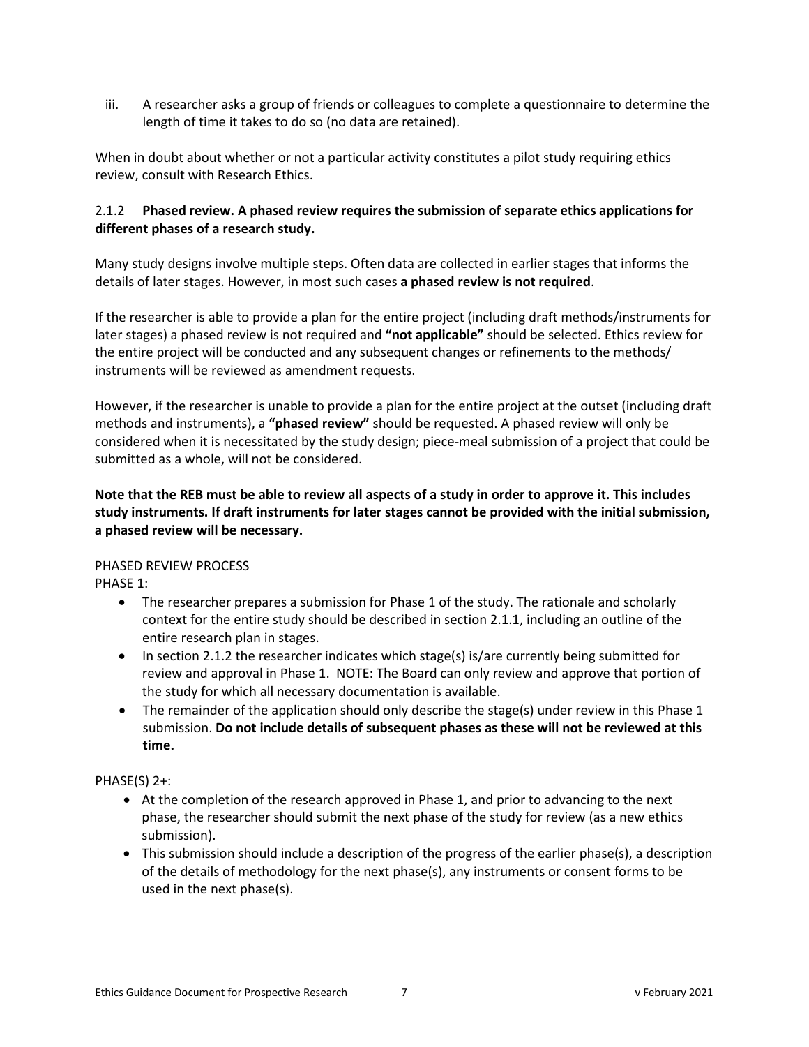iii. A researcher asks a group of friends or colleagues to complete a questionnaire to determine the length of time it takes to do so (no data are retained).

When in doubt about whether or not a particular activity constitutes a pilot study requiring ethics review, consult with Research Ethics.

### 2.1.2 **Phased review. A phased review requires the submission of separate ethics applications for different phases of a research study.**

Many study designs involve multiple steps. Often data are collected in earlier stages that informs the details of later stages. However, in most such cases **a phased review is not required**.

If the researcher is able to provide a plan for the entire project (including draft methods/instruments for later stages) a phased review is not required and **"not applicable"** should be selected. Ethics review for the entire project will be conducted and any subsequent changes or refinements to the methods/ instruments will be reviewed as amendment requests.

However, if the researcher is unable to provide a plan for the entire project at the outset (including draft methods and instruments), a **"phased review"** should be requested. A phased review will only be considered when it is necessitated by the study design; piece-meal submission of a project that could be submitted as a whole, will not be considered.

**Note that the REB must be able to review all aspects of a study in order to approve it. This includes study instruments. If draft instruments for later stages cannot be provided with the initial submission, a phased review will be necessary.**

PHASED REVIEW PROCESS

PHASE 1:

- The researcher prepares a submission for Phase 1 of the study. The rationale and scholarly context for the entire study should be described in section 2.1.1, including an outline of the entire research plan in stages.
- In section 2.1.2 the researcher indicates which stage(s) is/are currently being submitted for review and approval in Phase 1. NOTE: The Board can only review and approve that portion of the study for which all necessary documentation is available.
- The remainder of the application should only describe the stage(s) under review in this Phase 1 submission. **Do not include details of subsequent phases as these will not be reviewed at this time.**

PHASE(S) 2+:

- At the completion of the research approved in Phase 1, and prior to advancing to the next phase, the researcher should submit the next phase of the study for review (as a new ethics submission).
- This submission should include a description of the progress of the earlier phase(s), a description of the details of methodology for the next phase(s), any instruments or consent forms to be used in the next phase(s).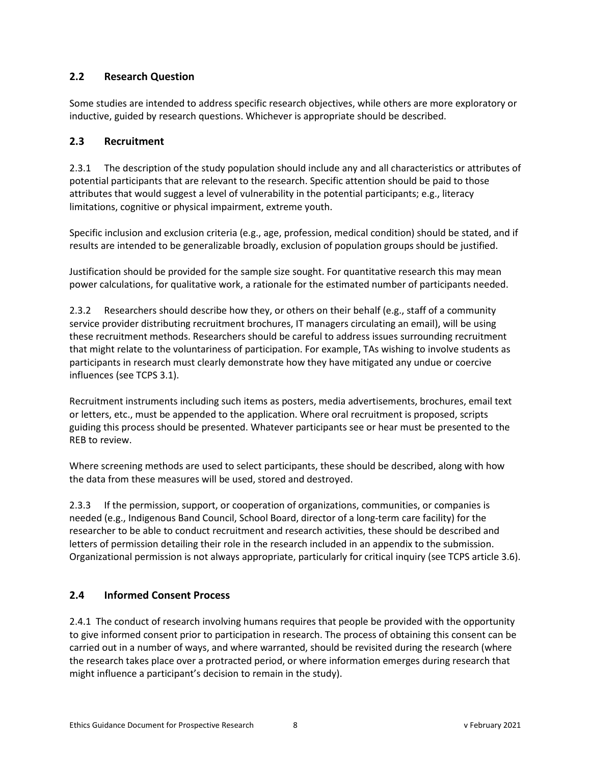## 2.2 Research Question

Some studies are intended to address specific research objectives, while others are more exploratory or inductive, guided by research questions. Whichever is appropriate should be described.

## 2.3 Recruitment

2.3.1 The description of the study population should include any and all characteristics or attributes of potential participants that are relevant to the research. Specific attention should be paid to those attributes that would suggest a level of vulnerability in the potential participants; e.g., literacy limitations, cognitive or physical impairment, extreme youth.

Specific inclusion and exclusion criteria (e.g., age, profession, medical condition) should be stated, and if results are intended to be generalizable broadly, exclusion of population groups should be justified.

Justification should be provided for the sample size sought. For quantitative research this may mean power calculations, for qualitative work, a rationale for the estimated number of participants needed.

2.3.2 Researchers should describe how they, or others on their behalf (e.g., staff of a community service provider distributing recruitment brochures, IT managers circulating an email), will be using these recruitment methods. Researchers should be careful to address issues surrounding recruitment that might relate to the voluntariness of participation. For example, TAs wishing to involve students as participants in research must clearly demonstrate how they have mitigated any undue or coercive influences (see TCPS 3.1).

Recruitment instruments including such items as posters, media advertisements, brochures, email text or letters, etc., must be appended to the application. Where oral recruitment is proposed, scripts guiding this process should be presented. Whatever participants see or hear must be presented to the REB to review.

Where screening methods are used to select participants, these should be described, along with how the data from these measures will be used, stored and destroyed.

2.3.3 If the permission, support, or cooperation of organizations, communities, or companies is needed (e.g., Indigenous Band Council, School Board, director of a long-term care facility) for the researcher to be able to conduct recruitment and research activities, these should be described and letters of permission detailing their role in the research included in an appendix to the submission. Organizational permission is not always appropriate, particularly for critical inquiry (see TCPS article 3.6).

## 2.4 Informed Consent Process

2.4.1 The conduct of research involving humans requires that people be provided with the opportunity to give informed consent prior to participation in research. The process of obtaining this consent can be carried out in a number of ways, and where warranted, should be revisited during the research (where the research takes place over a protracted period, or where information emerges during research that might influence a participant's decision to remain in the study).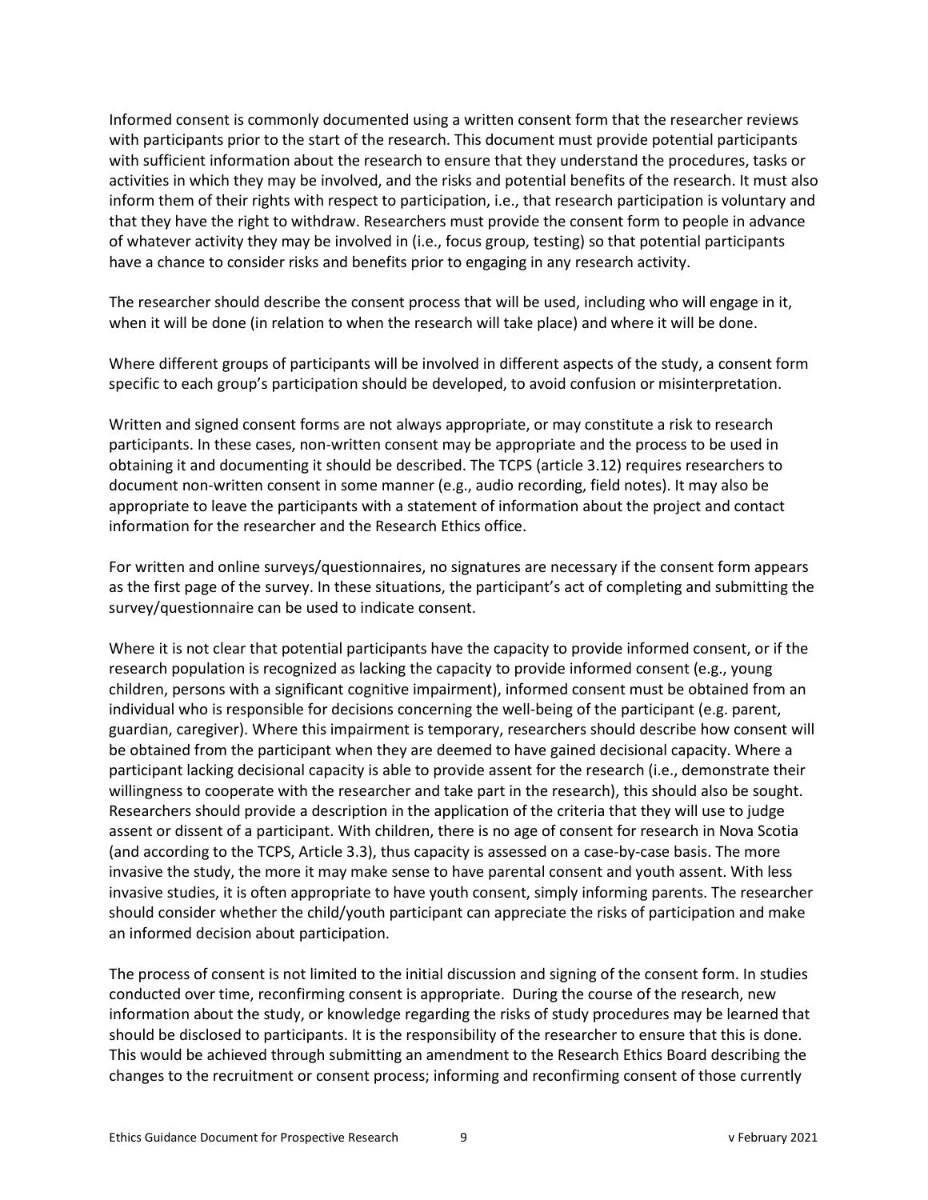Informed consent is commonly documented using a written consent form that the researcher reviews with participants prior to the start of the research. This document must provide potential participants with sufficient information about the research to ensure that they understand the procedures, tasks or activities in which they may be involved, and the risks and potential benefits of the research. It must also inform them of their rights with respect to participation, i.e., that research participation is voluntary and that they have the right to withdraw. Researchers must provide the consent form to people in advance of whatever activity they may be involved in (i.e., focus group, testing) so that potential participants have a chance to consider risks and benefits prior to engaging in any research activity.

The researcher should describe the consent process that will be used, including who will engage in it, when it will be done (in relation to when the research will take place) and where it will be done.

Where different groups of participants will be involved in different aspects of the study, a consent form specific to each group's participation should be developed, to avoid confusion or misinterpretation.

Written and signed consent forms are not always appropriate, or may constitute a risk to research participants. In these cases, non-written consent may be appropriate and the process to be used in obtaining it and documenting it should be described. The TCPS (article 3.12) requires researchers to document non-written consent in some manner (e.g., audio recording, field notes). It may also be appropriate to leave the participants with a statement of information about the project and contact information for the researcher and the Research Ethics office.

For written and online surveys/questionnaires, no signatures are necessary if the consent form appears as the first page of the survey. In these situations, the participant's act of completing and submitting the survey/questionnaire can be used to indicate consent.

Where it is not clear that potential participants have the capacity to provide informed consent, or if the research population is recognized as lacking the capacity to provide informed consent (e.g., young children, persons with a significant cognitive impairment), informed consent must be obtained from an individual who is responsible for decisions concerning the well-being of the participant (e.g. parent, guardian, caregiver). Where this impairment is temporary, researchers should describe how consent will be obtained from the participant when they are deemed to have gained decisional capacity. Where a participant lacking decisional capacity is able to provide assent for the research (i.e., demonstrate their willingness to cooperate with the researcher and take part in the research), this should also be sought. Researchers should provide a description in the application of the criteria that they will use to judge assent or dissent of a participant. With children, there is no age of consent for research in Nova Scotia (and according to the TCPS, Article 3.3), thus capacity is assessed on a case-by-case basis. The more invasive the study, the more it may make sense to have parental consent and youth assent. With less invasive studies, it is often appropriate to have youth consent, simply informing parents. The researcher should consider whether the child/youth participant can appreciate the risks of participation and make an informed decision about participation.

The process of consent is not limited to the initial discussion and signing of the consent form. In studies conducted over time, reconfirming consent is appropriate. During the course of the research, new information about the study, or knowledge regarding the risks of study procedures may be learned that should be disclosed to participants. It is the responsibility of the researcher to ensure that this is done. This would be achieved through submitting an amendment to the Research Ethics Board describing the changes to the recruitment or consent process; informing and reconfirming consent of those currently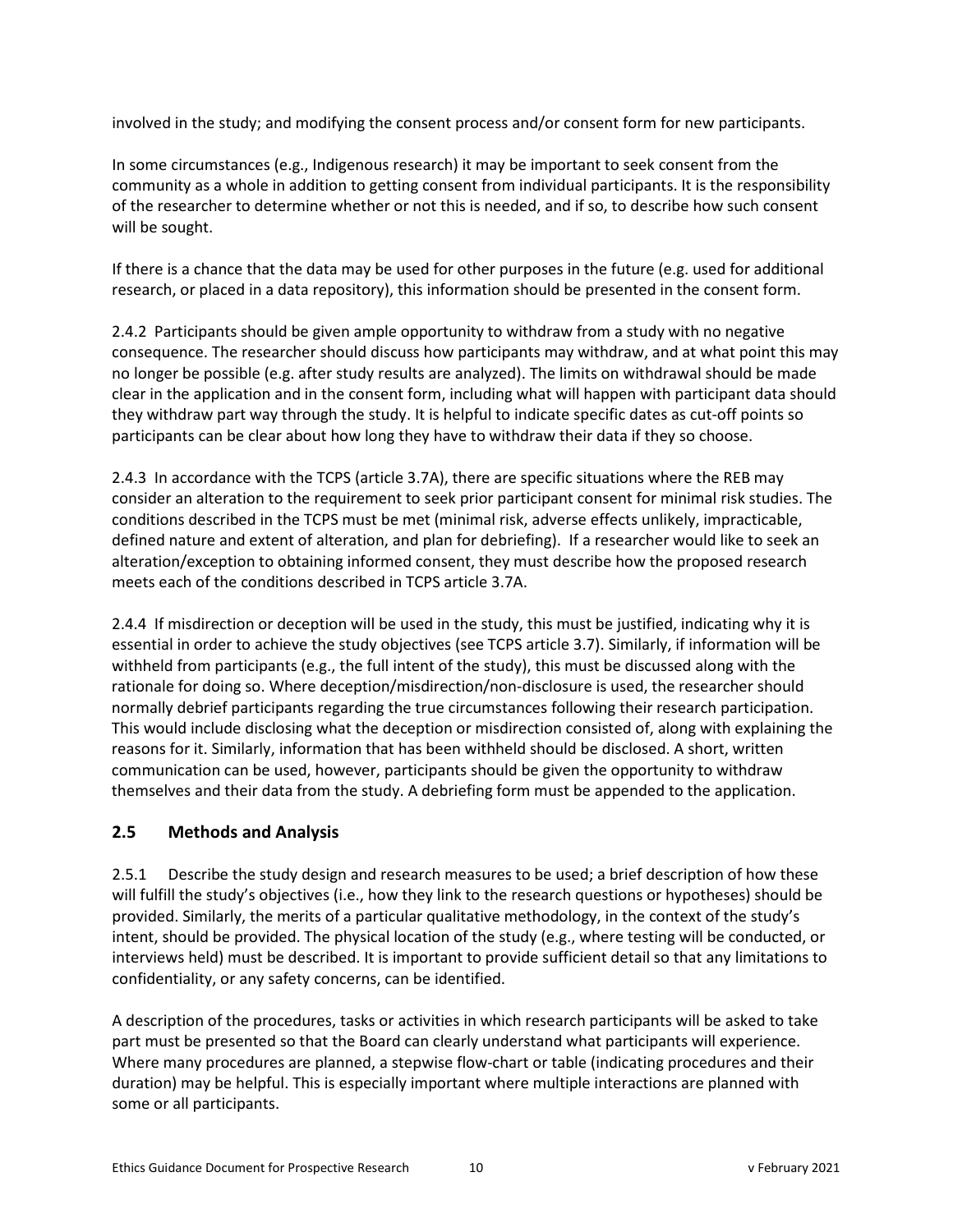involved in the study; and modifying the consent process and/or consent form for new participants.

In some circumstances (e.g., Indigenous research) it may be important to seek consent from the community as a whole in addition to getting consent from individual participants. It is the responsibility of the researcher to determine whether or not this is needed, and if so, to describe how such consent will be sought.

If there is a chance that the data may be used for other purposes in the future (e.g. used for additional research, or placed in a data repository), this information should be presented in the consent form.

2.4.2 Participants should be given ample opportunity to withdraw from a study with no negative consequence. The researcher should discuss how participants may withdraw, and at what point this may no longer be possible (e.g. after study results are analyzed). The limits on withdrawal should be made clear in the application and in the consent form, including what will happen with participant data should they withdraw part way through the study. It is helpful to indicate specific dates as cut-off points so participants can be clear about how long they have to withdraw their data if they so choose.

2.4.3 In accordance with the TCPS (article 3.7A), there are specific situations where the REB may consider an alteration to the requirement to seek prior participant consent for minimal risk studies. The conditions described in the TCPS must be met (minimal risk, adverse effects unlikely, impracticable, defined nature and extent of alteration, and plan for debriefing). If a researcher would like to seek an alteration/exception to obtaining informed consent, they must describe how the proposed research meets each of the conditions described in TCPS article 3.7A.

2.4.4 If misdirection or deception will be used in the study, this must be justified, indicating why it is essential in order to achieve the study objectives (see TCPS article 3.7). Similarly, if information will be withheld from participants (e.g., the full intent of the study), this must be discussed along with the rationale for doing so. Where deception/misdirection/non-disclosure is used, the researcher should normally debrief participants regarding the true circumstances following their research participation. This would include disclosing what the deception or misdirection consisted of, along with explaining the reasons for it. Similarly, information that has been withheld should be disclosed. A short, written communication can be used, however, participants should be given the opportunity to withdraw themselves and their data from the study. A debriefing form must be appended to the application.

## 2.5 Methods and Analysis

2.5.1 Describe the study design and research measures to be used; a brief description of how these will fulfill the study's objectives (i.e., how they link to the research questions or hypotheses) should be provided. Similarly, the merits of a particular qualitative methodology, in the context of the study's intent, should be provided. The physical location of the study (e.g., where testing will be conducted, or interviews held) must be described. It is important to provide sufficient detail so that any limitations to confidentiality, or any safety concerns, can be identified.

A description of the procedures, tasks or activities in which research participants will be asked to take part must be presented so that the Board can clearly understand what participants will experience. Where many procedures are planned, a stepwise flow-chart or table (indicating procedures and their duration) may be helpful. This is especially important where multiple interactions are planned with some or all participants.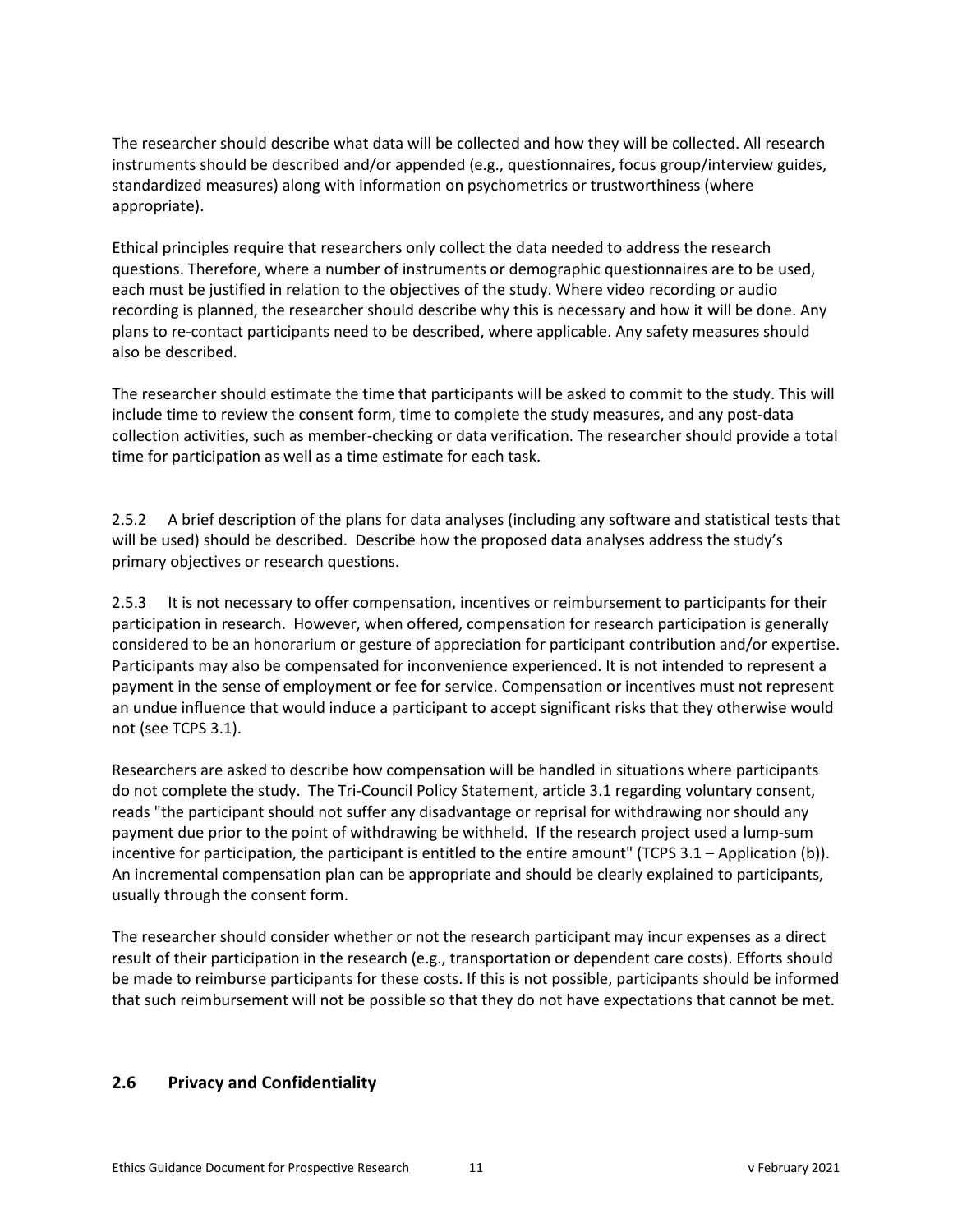The researcher should describe what data will be collected and how they will be collected. All research instruments should be described and/or appended (e.g., questionnaires, focus group/interview guides, standardized measures) along with information on psychometrics or trustworthiness (where appropriate).

Ethical principles require that researchers only collect the data needed to address the research questions. Therefore, where a number of instruments or demographic questionnaires are to be used, each must be justified in relation to the objectives of the study. Where video recording or audio recording is planned, the researcher should describe why this is necessary and how it will be done. Any plans to re-contact participants need to be described, where applicable. Any safety measures should also be described.

The researcher should estimate the time that participants will be asked to commit to the study. This will include time to review the consent form, time to complete the study measures, and any post-data collection activities, such as member-checking or data verification. The researcher should provide a total time for participation as well as a time estimate for each task.

2.5.2 A brief description of the plans for data analyses (including any software and statistical tests that will be used) should be described. Describe how the proposed data analyses address the study's primary objectives or research questions.

2.5.3 It is not necessary to offer compensation, incentives or reimbursement to participants for their participation in research. However, when offered, compensation for research participation is generally considered to be an honorarium or gesture of appreciation for participant contribution and/or expertise. Participants may also be compensated for inconvenience experienced. It is not intended to represent a payment in the sense of employment or fee for service. Compensation or incentives must not represent an undue influence that would induce a participant to accept significant risks that they otherwise would not (see TCPS 3.1).

Researchers are asked to describe how compensation will be handled in situations where participants do not complete the study. The Tri-Council Policy Statement, article 3.1 regarding voluntary consent, reads "the participant should not suffer any disadvantage or reprisal for withdrawing nor should any payment due prior to the point of withdrawing be withheld. If the research project used a lump-sum incentive for participation, the participant is entitled to the entire amount" (TCPS 3.1 – Application (b)). An incremental compensation plan can be appropriate and should be clearly explained to participants, usually through the consent form.

The researcher should consider whether or not the research participant may incur expenses as a direct result of their participation in the research (e.g., transportation or dependent care costs). Efforts should be made to reimburse participants for these costs. If this is not possible, participants should be informed that such reimbursement will not be possible so that they do not have expectations that cannot be met.

## 2.6 Privacy and Confidentiality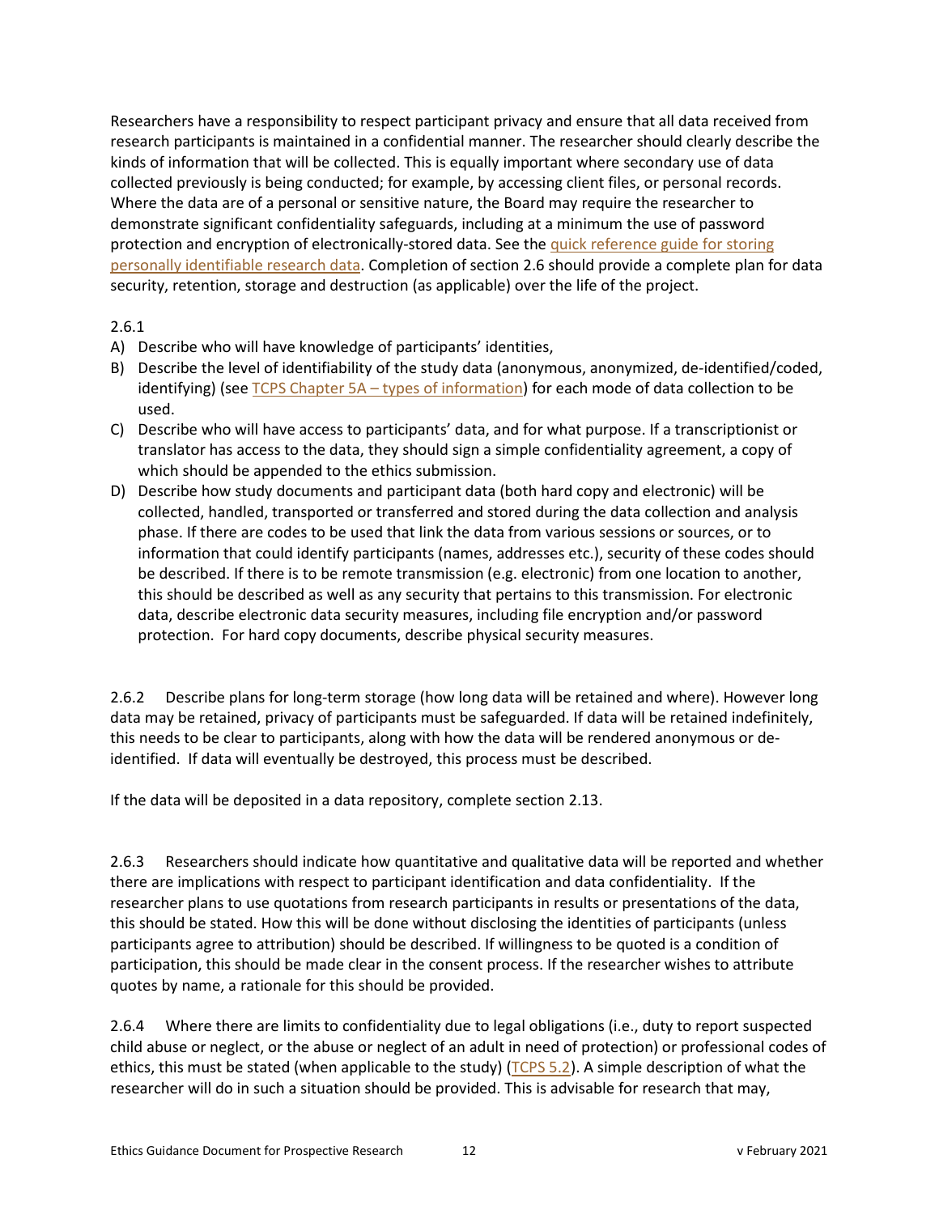Researchers have a responsibility to respect participant privacy and ensure that all data received from research participants is maintained in a confidential manner. The researcher should clearly describe the kinds of information that will be collected. This is equally important where secondary use of data collected previously is being conducted; for example, by accessing client files, or personal records. Where the data are of a personal or sensitive nature, the Board may require the researcher to demonstrate significant confidentiality safeguards, including at a minimum the use of password protection and encryption of electronically-stored data. See the quick reference guide for storing personally identifiable research data. Completion of section 2.6 should provide a complete plan for data security, retention, storage and destruction (as applicable) over the life of the project.

2.6.1

A) Describe who will have knowledge of participants' identities,
B) Describe the level of identifiability of the study data (anonymous, anonymized, de-identified/coded, identifying) (see TCPS Chapter 5A – types of information) for each mode of data collection to be used.
C) Describe who will have access to participants' data, and for what purpose. If a transcriptionist or translator has access to the data, they should sign a simple confidentiality agreement, a copy of which should be appended to the ethics submission.
D) Describe how study documents and participant data (both hard copy and electronic) will be collected, handled, transported or transferred and stored during the data collection and analysis phase. If there are codes to be used that link the data from various sessions or sources, or to information that could identify participants (names, addresses etc.), security of these codes should be described. If there is to be remote transmission (e.g. electronic) from one location to another, this should be described as well as any security that pertains to this transmission. For electronic data, describe electronic data security measures, including file encryption and/or password protection. For hard copy documents, describe physical security measures.

2.6.2 Describe plans for long-term storage (how long data will be retained and where). However long data may be retained, privacy of participants must be safeguarded. If data will be retained indefinitely, this needs to be clear to participants, along with how the data will be rendered anonymous or de-identified. If data will eventually be destroyed, this process must be described.

If the data will be deposited in a data repository, complete section 2.13.

2.6.3 Researchers should indicate how quantitative and qualitative data will be reported and whether there are implications with respect to participant identification and data confidentiality. If the researcher plans to use quotations from research participants in results or presentations of the data, this should be stated. How this will be done without disclosing the identities of participants (unless participants agree to attribution) should be described. If willingness to be quoted is a condition of participation, this should be made clear in the consent process. If the researcher wishes to attribute quotes by name, a rationale for this should be provided.

2.6.4 Where there are limits to confidentiality due to legal obligations (i.e., duty to report suspected child abuse or neglect, or the abuse or neglect of an adult in need of protection) or professional codes of ethics, this must be stated (when applicable to the study) (TCPS 5.2). A simple description of what the researcher will do in such a situation should be provided. This is advisable for research that may,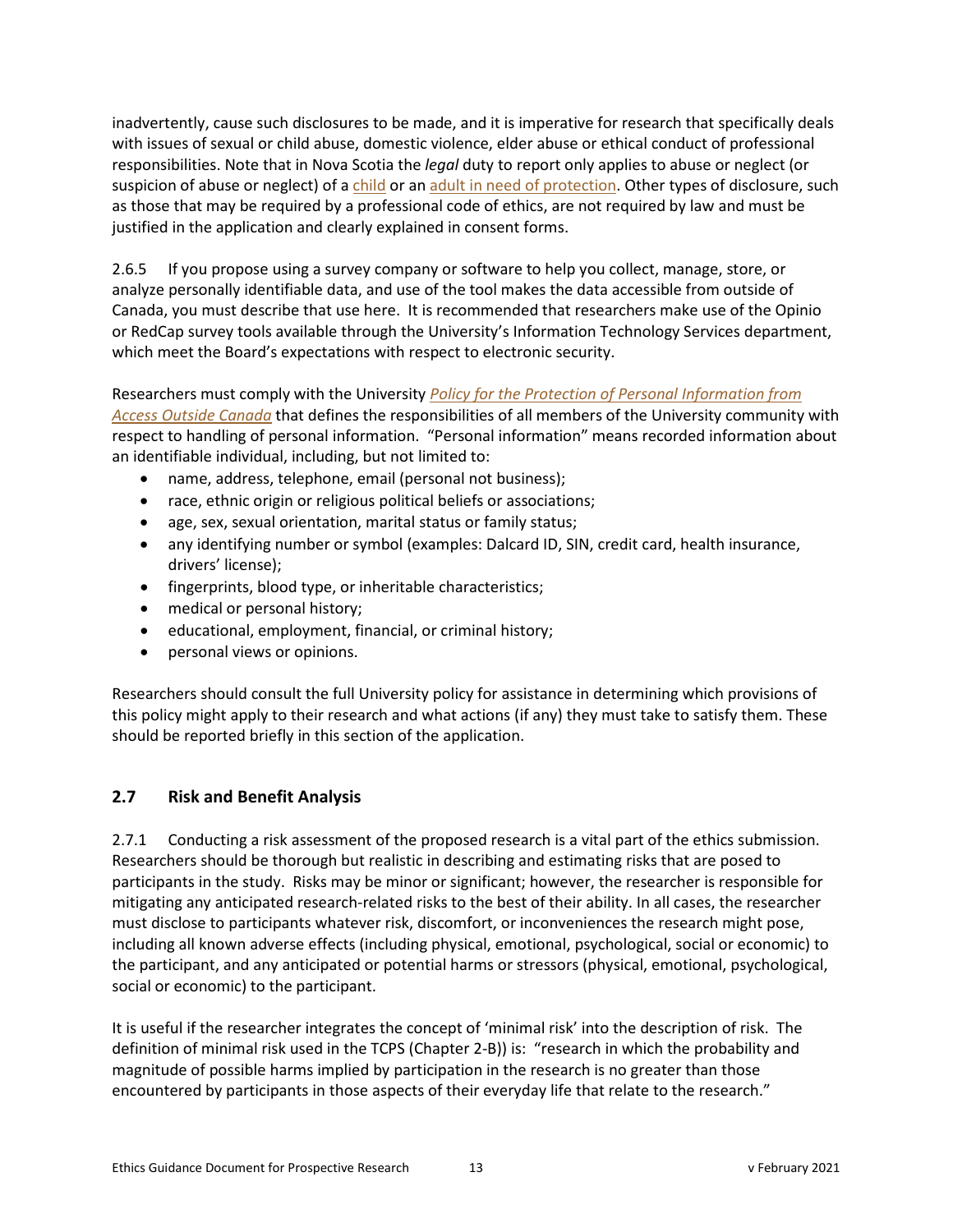inadvertently, cause such disclosures to be made, and it is imperative for research that specifically deals with issues of sexual or child abuse, domestic violence, elder abuse or ethical conduct of professional responsibilities. Note that in Nova Scotia the *legal* duty to report only applies to abuse or neglect (or suspicion of abuse or neglect) of a child or an adult in need of protection. Other types of disclosure, such as those that may be required by a professional code of ethics, are not required by law and must be justified in the application and clearly explained in consent forms.

2.6.5 If you propose using a survey company or software to help you collect, manage, store, or analyze personally identifiable data, and use of the tool makes the data accessible from outside of Canada, you must describe that use here. It is recommended that researchers make use of the Opinio or RedCap survey tools available through the University's Information Technology Services department, which meet the Board's expectations with respect to electronic security.

Researchers must comply with the University *Policy for the Protection of Personal Information from Access Outside Canada* that defines the responsibilities of all members of the University community with respect to handling of personal information. "Personal information" means recorded information about an identifiable individual, including, but not limited to:

- name, address, telephone, email (personal not business);
- race, ethnic origin or religious political beliefs or associations;
- age, sex, sexual orientation, marital status or family status;
- any identifying number or symbol (examples: Dalcard ID, SIN, credit card, health insurance, drivers' license);
- fingerprints, blood type, or inheritable characteristics;
- medical or personal history;
- educational, employment, financial, or criminal history;
- personal views or opinions.

Researchers should consult the full University policy for assistance in determining which provisions of this policy might apply to their research and what actions (if any) they must take to satisfy them. These should be reported briefly in this section of the application.

## 2.7 Risk and Benefit Analysis

2.7.1 Conducting a risk assessment of the proposed research is a vital part of the ethics submission. Researchers should be thorough but realistic in describing and estimating risks that are posed to participants in the study. Risks may be minor or significant; however, the researcher is responsible for mitigating any anticipated research-related risks to the best of their ability. In all cases, the researcher must disclose to participants whatever risk, discomfort, or inconveniences the research might pose, including all known adverse effects (including physical, emotional, psychological, social or economic) to the participant, and any anticipated or potential harms or stressors (physical, emotional, psychological, social or economic) to the participant.

It is useful if the researcher integrates the concept of 'minimal risk' into the description of risk. The definition of minimal risk used in the TCPS (Chapter 2-B)) is: "research in which the probability and magnitude of possible harms implied by participation in the research is no greater than those encountered by participants in those aspects of their everyday life that relate to the research."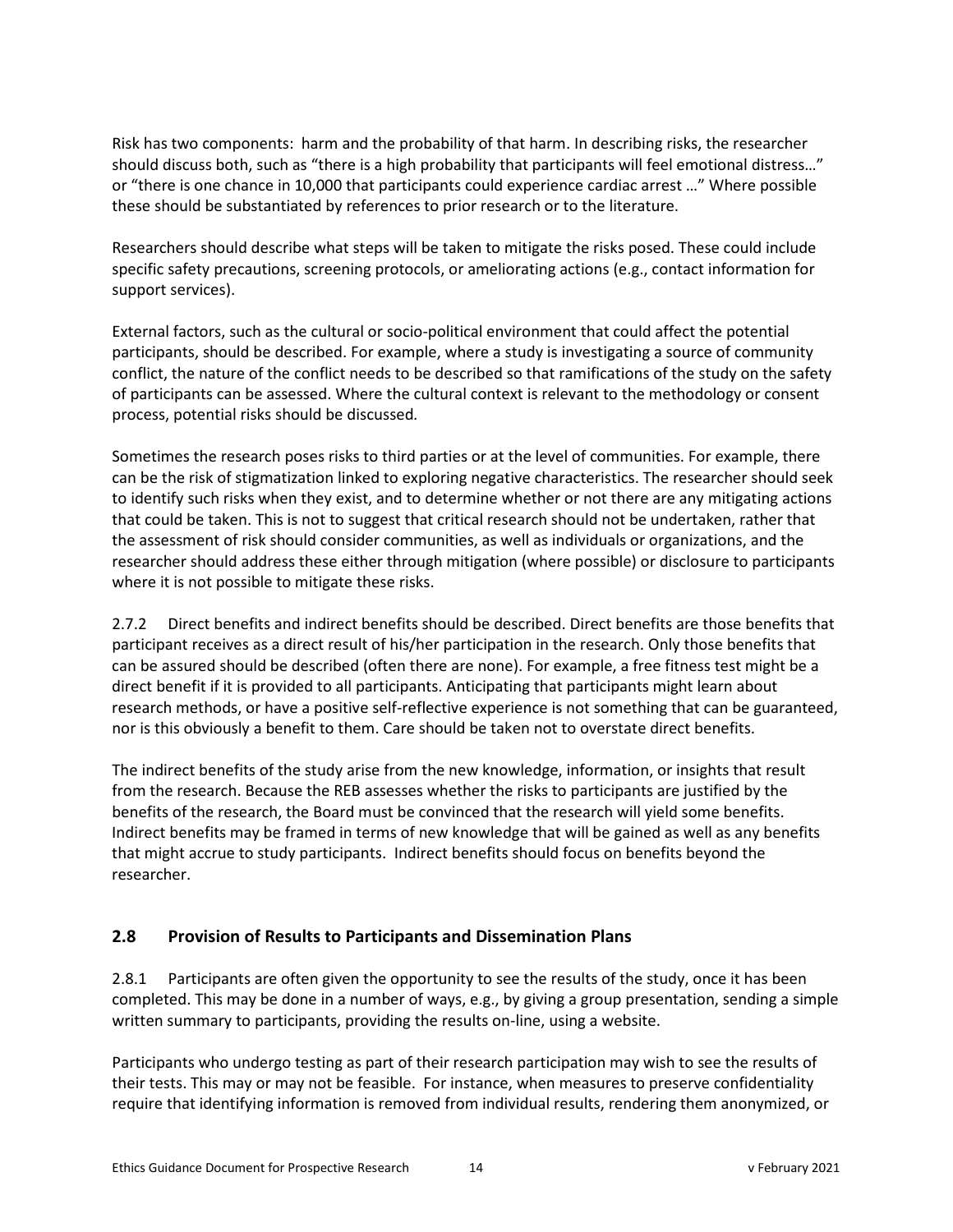Risk has two components: harm and the probability of that harm. In describing risks, the researcher should discuss both, such as "there is a high probability that participants will feel emotional distress…" or "there is one chance in 10,000 that participants could experience cardiac arrest …" Where possible these should be substantiated by references to prior research or to the literature.

Researchers should describe what steps will be taken to mitigate the risks posed. These could include specific safety precautions, screening protocols, or ameliorating actions (e.g., contact information for support services).

External factors, such as the cultural or socio-political environment that could affect the potential participants, should be described. For example, where a study is investigating a source of community conflict, the nature of the conflict needs to be described so that ramifications of the study on the safety of participants can be assessed. Where the cultural context is relevant to the methodology or consent process, potential risks should be discussed.

Sometimes the research poses risks to third parties or at the level of communities. For example, there can be the risk of stigmatization linked to exploring negative characteristics. The researcher should seek to identify such risks when they exist, and to determine whether or not there are any mitigating actions that could be taken. This is not to suggest that critical research should not be undertaken, rather that the assessment of risk should consider communities, as well as individuals or organizations, and the researcher should address these either through mitigation (where possible) or disclosure to participants where it is not possible to mitigate these risks.

2.7.2 Direct benefits and indirect benefits should be described. Direct benefits are those benefits that participant receives as a direct result of his/her participation in the research. Only those benefits that can be assured should be described (often there are none). For example, a free fitness test might be a direct benefit if it is provided to all participants. Anticipating that participants might learn about research methods, or have a positive self-reflective experience is not something that can be guaranteed, nor is this obviously a benefit to them. Care should be taken not to overstate direct benefits.

The indirect benefits of the study arise from the new knowledge, information, or insights that result from the research. Because the REB assesses whether the risks to participants are justified by the benefits of the research, the Board must be convinced that the research will yield some benefits. Indirect benefits may be framed in terms of new knowledge that will be gained as well as any benefits that might accrue to study participants. Indirect benefits should focus on benefits beyond the researcher.

## 2.8 Provision of Results to Participants and Dissemination Plans

2.8.1 Participants are often given the opportunity to see the results of the study, once it has been completed. This may be done in a number of ways, e.g., by giving a group presentation, sending a simple written summary to participants, providing the results on-line, using a website.

Participants who undergo testing as part of their research participation may wish to see the results of their tests. This may or may not be feasible. For instance, when measures to preserve confidentiality require that identifying information is removed from individual results, rendering them anonymized, or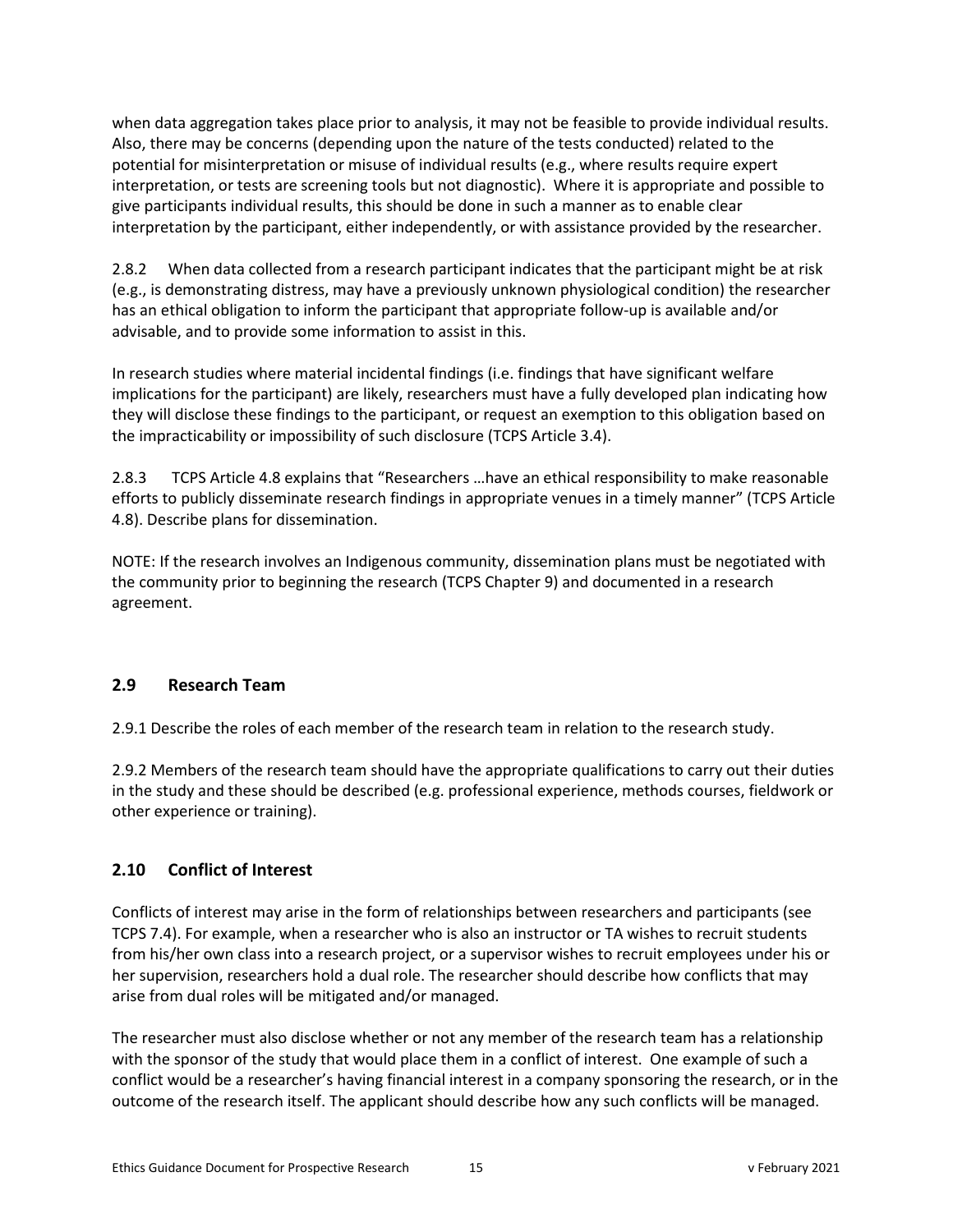when data aggregation takes place prior to analysis, it may not be feasible to provide individual results. Also, there may be concerns (depending upon the nature of the tests conducted) related to the potential for misinterpretation or misuse of individual results (e.g., where results require expert interpretation, or tests are screening tools but not diagnostic). Where it is appropriate and possible to give participants individual results, this should be done in such a manner as to enable clear interpretation by the participant, either independently, or with assistance provided by the researcher.

2.8.2 When data collected from a research participant indicates that the participant might be at risk (e.g., is demonstrating distress, may have a previously unknown physiological condition) the researcher has an ethical obligation to inform the participant that appropriate follow-up is available and/or advisable, and to provide some information to assist in this.

In research studies where material incidental findings (i.e. findings that have significant welfare implications for the participant) are likely, researchers must have a fully developed plan indicating how they will disclose these findings to the participant, or request an exemption to this obligation based on the impracticability or impossibility of such disclosure (TCPS Article 3.4).

2.8.3 TCPS Article 4.8 explains that "Researchers …have an ethical responsibility to make reasonable efforts to publicly disseminate research findings in appropriate venues in a timely manner" (TCPS Article 4.8). Describe plans for dissemination.

NOTE: If the research involves an Indigenous community, dissemination plans must be negotiated with the community prior to beginning the research (TCPS Chapter 9) and documented in a research agreement.

## 2.9 Research Team

2.9.1 Describe the roles of each member of the research team in relation to the research study.

2.9.2 Members of the research team should have the appropriate qualifications to carry out their duties in the study and these should be described (e.g. professional experience, methods courses, fieldwork or other experience or training).

## 2.10 Conflict of Interest

Conflicts of interest may arise in the form of relationships between researchers and participants (see TCPS 7.4). For example, when a researcher who is also an instructor or TA wishes to recruit students from his/her own class into a research project, or a supervisor wishes to recruit employees under his or her supervision, researchers hold a dual role. The researcher should describe how conflicts that may arise from dual roles will be mitigated and/or managed.

The researcher must also disclose whether or not any member of the research team has a relationship with the sponsor of the study that would place them in a conflict of interest. One example of such a conflict would be a researcher's having financial interest in a company sponsoring the research, or in the outcome of the research itself. The applicant should describe how any such conflicts will be managed.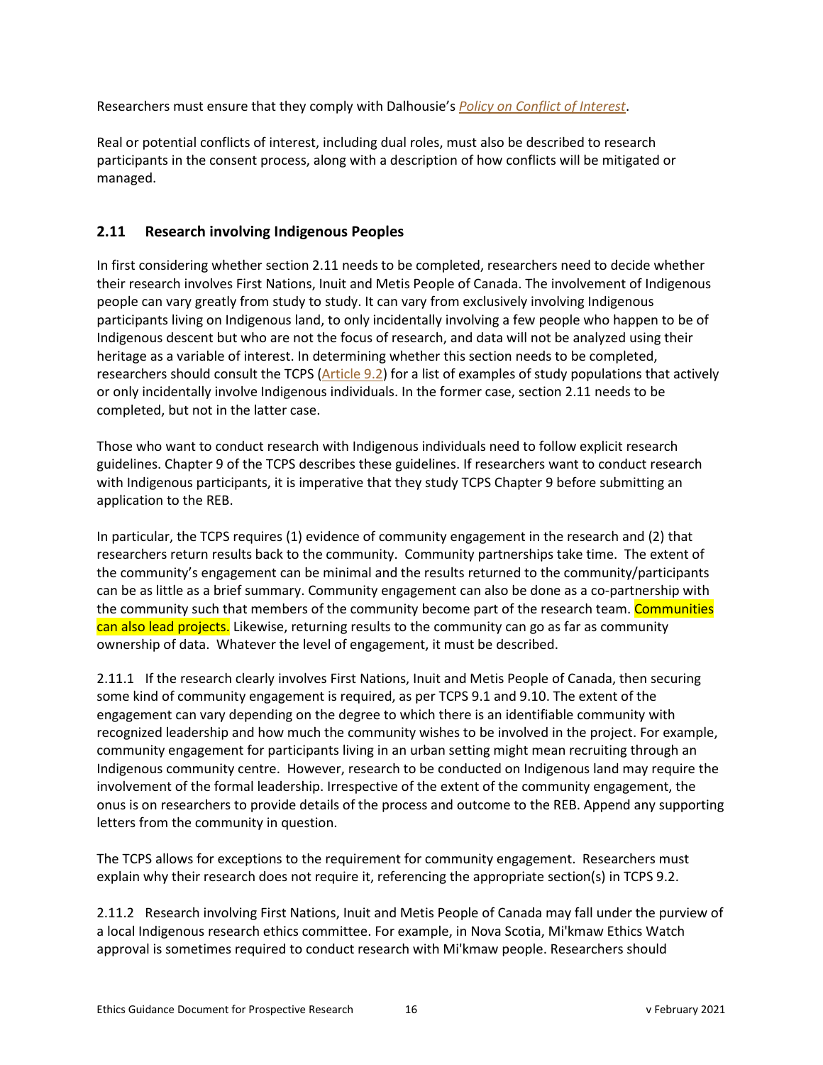Researchers must ensure that they comply with Dalhousie's *[Policy on Conflict of Interest](#)*.

Real or potential conflicts of interest, including dual roles, must also be described to research participants in the consent process, along with a description of how conflicts will be mitigated or managed.

## 2.11 Research involving Indigenous Peoples

In first considering whether section 2.11 needs to be completed, researchers need to decide whether their research involves First Nations, Inuit and Metis People of Canada. The involvement of Indigenous people can vary greatly from study to study. It can vary from exclusively involving Indigenous participants living on Indigenous land, to only incidentally involving a few people who happen to be of Indigenous descent but who are not the focus of research, and data will not be analyzed using their heritage as a variable of interest. In determining whether this section needs to be completed, researchers should consult the TCPS ([Article 9.2](#)) for a list of examples of study populations that actively or only incidentally involve Indigenous individuals. In the former case, section 2.11 needs to be completed, but not in the latter case.

Those who want to conduct research with Indigenous individuals need to follow explicit research guidelines. Chapter 9 of the TCPS describes these guidelines. If researchers want to conduct research with Indigenous participants, it is imperative that they study TCPS Chapter 9 before submitting an application to the REB.

In particular, the TCPS requires (1) evidence of community engagement in the research and (2) that researchers return results back to the community. Community partnerships take time. The extent of the community's engagement can be minimal and the results returned to the community/participants can be as little as a brief summary. Community engagement can also be done as a co-partnership with the community such that members of the community become part of the research team. Communities can also lead projects. Likewise, returning results to the community can go as far as community ownership of data. Whatever the level of engagement, it must be described.

2.11.1 If the research clearly involves First Nations, Inuit and Metis People of Canada, then securing some kind of community engagement is required, as per TCPS 9.1 and 9.10. The extent of the engagement can vary depending on the degree to which there is an identifiable community with recognized leadership and how much the community wishes to be involved in the project. For example, community engagement for participants living in an urban setting might mean recruiting through an Indigenous community centre. However, research to be conducted on Indigenous land may require the involvement of the formal leadership. Irrespective of the extent of the community engagement, the onus is on researchers to provide details of the process and outcome to the REB. Append any supporting letters from the community in question.

The TCPS allows for exceptions to the requirement for community engagement. Researchers must explain why their research does not require it, referencing the appropriate section(s) in TCPS 9.2.

2.11.2 Research involving First Nations, Inuit and Metis People of Canada may fall under the purview of a local Indigenous research ethics committee. For example, in Nova Scotia, Mi'kmaw Ethics Watch approval is sometimes required to conduct research with Mi'kmaw people. Researchers should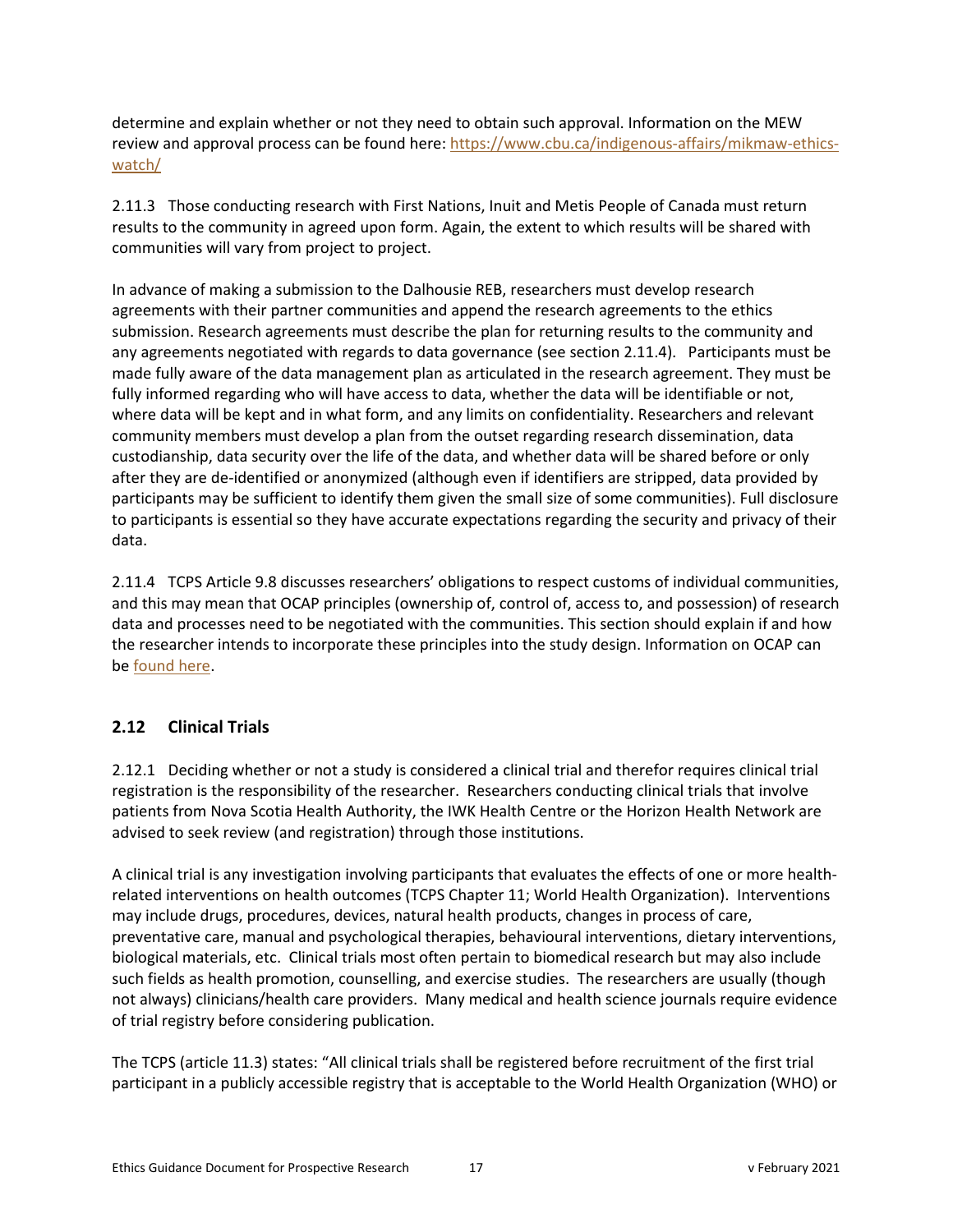determine and explain whether or not they need to obtain such approval. Information on the MEW review and approval process can be found here: [https://www.cbu.ca/indigenous-affairs/mikmaw-ethics-watch/](https://www.cbu.ca/indigenous-affairs/mikmaw-ethics-watch/)

2.11.3 Those conducting research with First Nations, Inuit and Metis People of Canada must return results to the community in agreed upon form. Again, the extent to which results will be shared with communities will vary from project to project.

In advance of making a submission to the Dalhousie REB, researchers must develop research agreements with their partner communities and append the research agreements to the ethics submission. Research agreements must describe the plan for returning results to the community and any agreements negotiated with regards to data governance (see section 2.11.4). Participants must be made fully aware of the data management plan as articulated in the research agreement. They must be fully informed regarding who will have access to data, whether the data will be identifiable or not, where data will be kept and in what form, and any limits on confidentiality. Researchers and relevant community members must develop a plan from the outset regarding research dissemination, data custodianship, data security over the life of the data, and whether data will be shared before or only after they are de-identified or anonymized (although even if identifiers are stripped, data provided by participants may be sufficient to identify them given the small size of some communities). Full disclosure to participants is essential so they have accurate expectations regarding the security and privacy of their data.

2.11.4 TCPS Article 9.8 discusses researchers' obligations to respect customs of individual communities, and this may mean that OCAP principles (ownership of, control of, access to, and possession) of research data and processes need to be negotiated with the communities. This section should explain if and how the researcher intends to incorporate these principles into the study design. Information on OCAP can be found here.

## 2.12 Clinical Trials

2.12.1 Deciding whether or not a study is considered a clinical trial and therefor requires clinical trial registration is the responsibility of the researcher. Researchers conducting clinical trials that involve patients from Nova Scotia Health Authority, the IWK Health Centre or the Horizon Health Network are advised to seek review (and registration) through those institutions.

A clinical trial is any investigation involving participants that evaluates the effects of one or more health-related interventions on health outcomes (TCPS Chapter 11; World Health Organization). Interventions may include drugs, procedures, devices, natural health products, changes in process of care, preventative care, manual and psychological therapies, behavioural interventions, dietary interventions, biological materials, etc. Clinical trials most often pertain to biomedical research but may also include such fields as health promotion, counselling, and exercise studies. The researchers are usually (though not always) clinicians/health care providers. Many medical and health science journals require evidence of trial registry before considering publication.

The TCPS (article 11.3) states: "All clinical trials shall be registered before recruitment of the first trial participant in a publicly accessible registry that is acceptable to the World Health Organization (WHO) or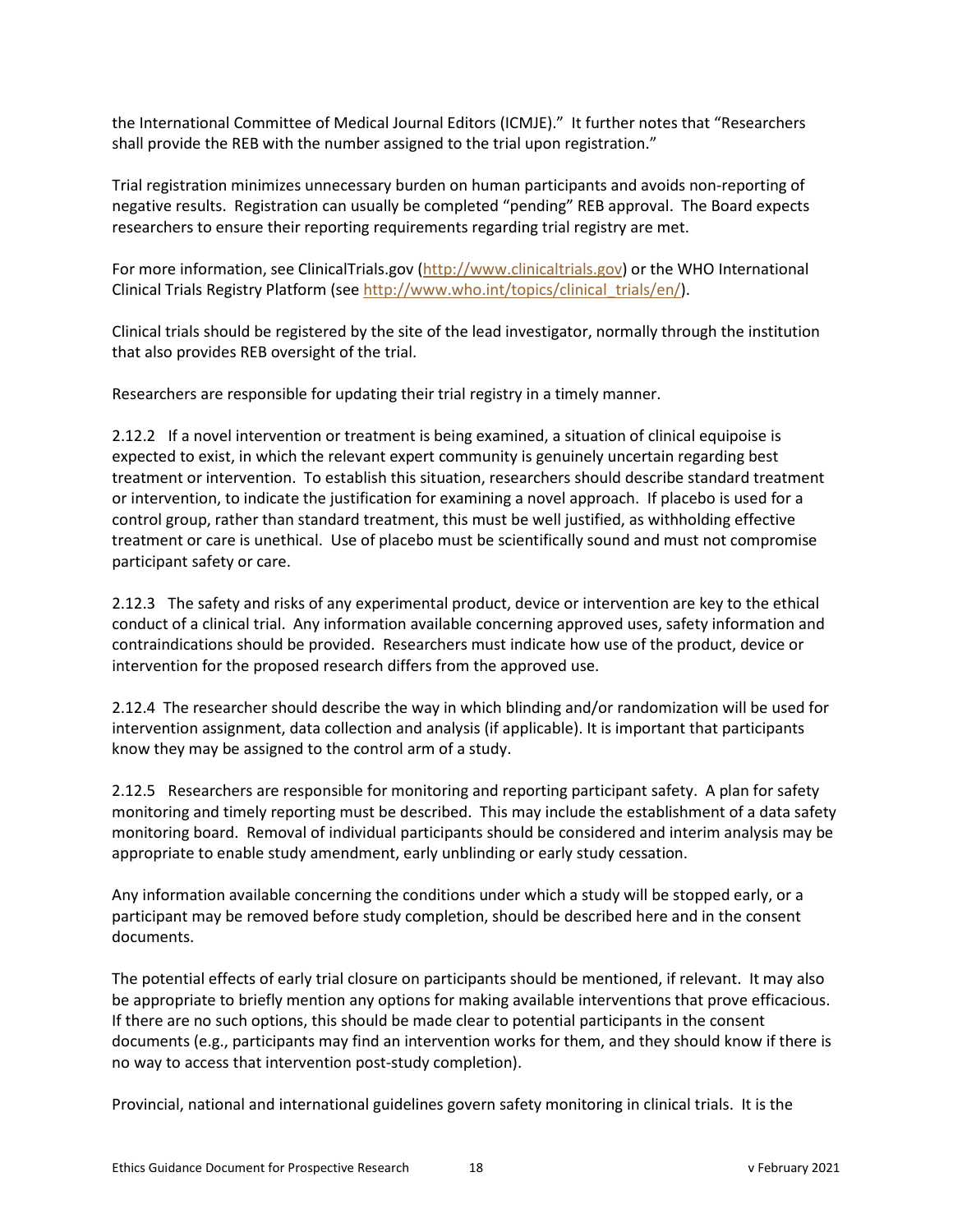the International Committee of Medical Journal Editors (ICMJE)." It further notes that "Researchers shall provide the REB with the number assigned to the trial upon registration."

Trial registration minimizes unnecessary burden on human participants and avoids non-reporting of negative results. Registration can usually be completed "pending" REB approval. The Board expects researchers to ensure their reporting requirements regarding trial registry are met.

For more information, see ClinicalTrials.gov (http://www.clinicaltrials.gov) or the WHO International Clinical Trials Registry Platform (see http://www.who.int/topics/clinical_trials/en/).

Clinical trials should be registered by the site of the lead investigator, normally through the institution that also provides REB oversight of the trial.

Researchers are responsible for updating their trial registry in a timely manner.

2.12.2 If a novel intervention or treatment is being examined, a situation of clinical equipoise is expected to exist, in which the relevant expert community is genuinely uncertain regarding best treatment or intervention. To establish this situation, researchers should describe standard treatment or intervention, to indicate the justification for examining a novel approach. If placebo is used for a control group, rather than standard treatment, this must be well justified, as withholding effective treatment or care is unethical. Use of placebo must be scientifically sound and must not compromise participant safety or care.

2.12.3 The safety and risks of any experimental product, device or intervention are key to the ethical conduct of a clinical trial. Any information available concerning approved uses, safety information and contraindications should be provided. Researchers must indicate how use of the product, device or intervention for the proposed research differs from the approved use.

2.12.4 The researcher should describe the way in which blinding and/or randomization will be used for intervention assignment, data collection and analysis (if applicable). It is important that participants know they may be assigned to the control arm of a study.

2.12.5 Researchers are responsible for monitoring and reporting participant safety. A plan for safety monitoring and timely reporting must be described. This may include the establishment of a data safety monitoring board. Removal of individual participants should be considered and interim analysis may be appropriate to enable study amendment, early unblinding or early study cessation.

Any information available concerning the conditions under which a study will be stopped early, or a participant may be removed before study completion, should be described here and in the consent documents.

The potential effects of early trial closure on participants should be mentioned, if relevant. It may also be appropriate to briefly mention any options for making available interventions that prove efficacious. If there are no such options, this should be made clear to potential participants in the consent documents (e.g., participants may find an intervention works for them, and they should know if there is no way to access that intervention post-study completion).

Provincial, national and international guidelines govern safety monitoring in clinical trials. It is the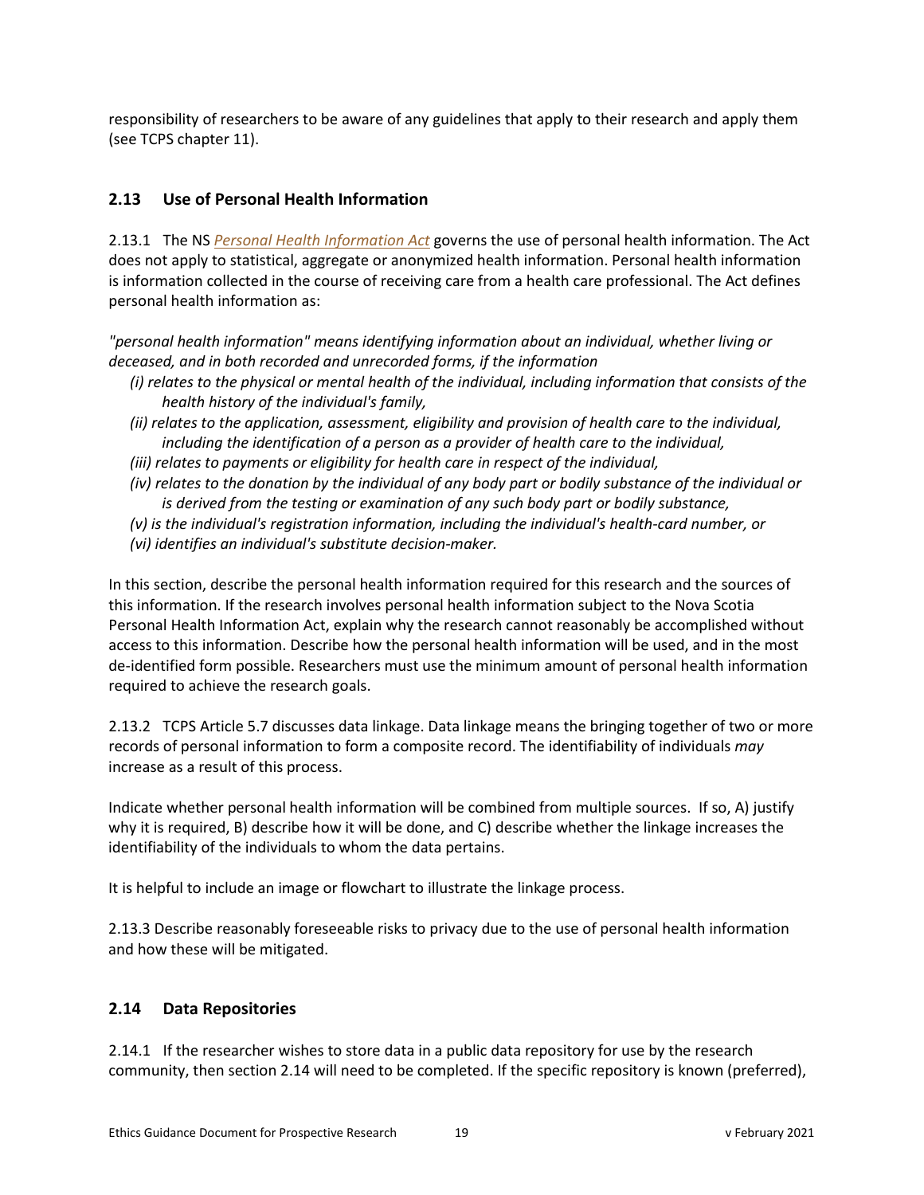responsibility of researchers to be aware of any guidelines that apply to their research and apply them (see TCPS chapter 11).

## 2.13 Use of Personal Health Information

2.13.1 The NS *Personal Health Information Act* governs the use of personal health information. The Act does not apply to statistical, aggregate or anonymized health information. Personal health information is information collected in the course of receiving care from a health care professional. The Act defines personal health information as:

*"personal health information" means identifying information about an individual, whether living or deceased, and in both recorded and unrecorded forms, if the information*

- *(i) relates to the physical or mental health of the individual, including information that consists of the health history of the individual's family,*
- *(ii) relates to the application, assessment, eligibility and provision of health care to the individual, including the identification of a person as a provider of health care to the individual,*
- *(iii) relates to payments or eligibility for health care in respect of the individual,*
- *(iv) relates to the donation by the individual of any body part or bodily substance of the individual or is derived from the testing or examination of any such body part or bodily substance,*
- *(v) is the individual's registration information, including the individual's health-card number, or*
- *(vi) identifies an individual's substitute decision-maker.*

In this section, describe the personal health information required for this research and the sources of this information. If the research involves personal health information subject to the Nova Scotia Personal Health Information Act, explain why the research cannot reasonably be accomplished without access to this information. Describe how the personal health information will be used, and in the most de-identified form possible. Researchers must use the minimum amount of personal health information required to achieve the research goals.

2.13.2 TCPS Article 5.7 discusses data linkage. Data linkage means the bringing together of two or more records of personal information to form a composite record. The identifiability of individuals *may* increase as a result of this process.

Indicate whether personal health information will be combined from multiple sources. If so, A) justify why it is required, B) describe how it will be done, and C) describe whether the linkage increases the identifiability of the individuals to whom the data pertains.

It is helpful to include an image or flowchart to illustrate the linkage process.

2.13.3 Describe reasonably foreseeable risks to privacy due to the use of personal health information and how these will be mitigated.

## 2.14 Data Repositories

2.14.1 If the researcher wishes to store data in a public data repository for use by the research community, then section 2.14 will need to be completed. If the specific repository is known (preferred),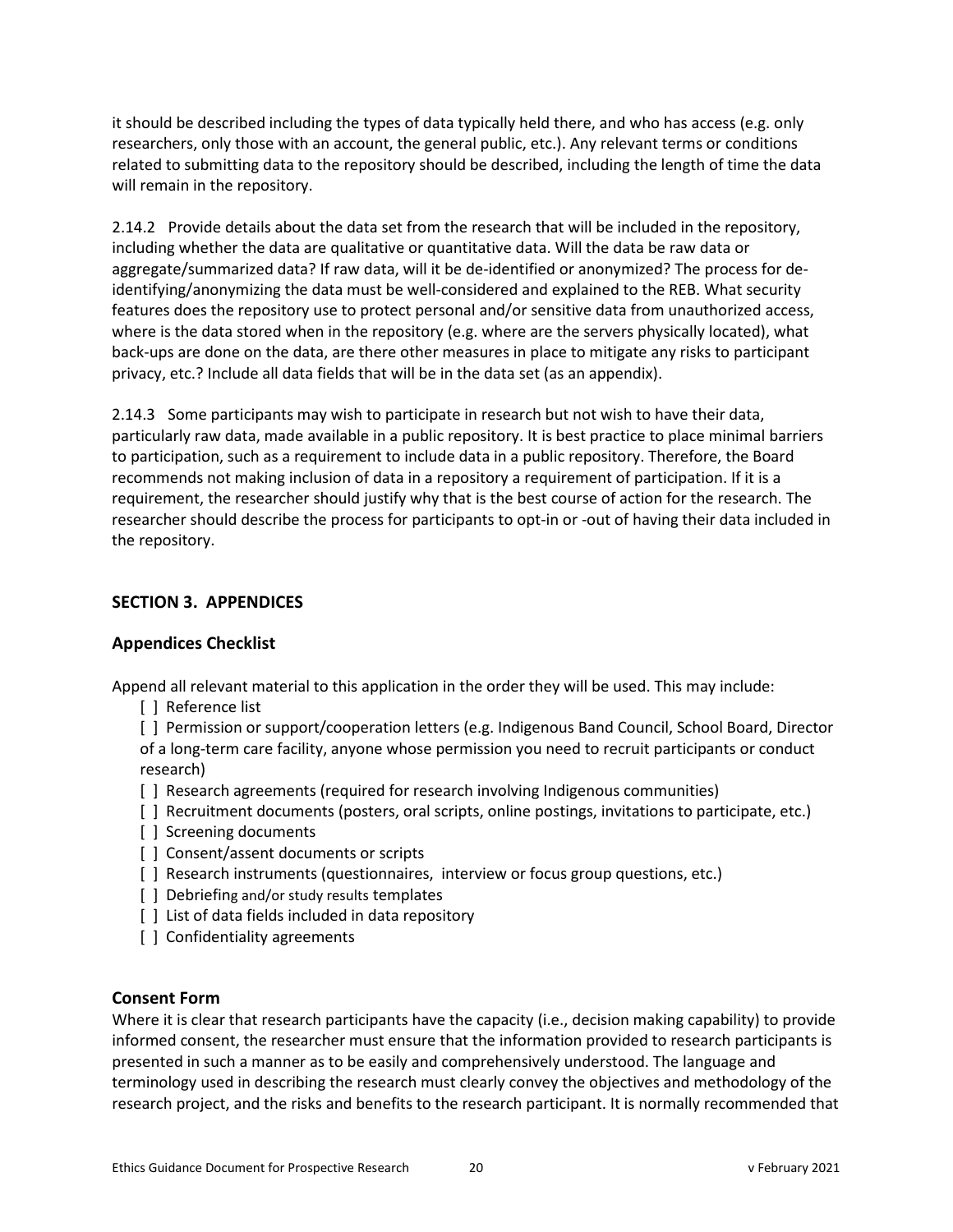it should be described including the types of data typically held there, and who has access (e.g. only researchers, only those with an account, the general public, etc.). Any relevant terms or conditions related to submitting data to the repository should be described, including the length of time the data will remain in the repository.

2.14.2 Provide details about the data set from the research that will be included in the repository, including whether the data are qualitative or quantitative data. Will the data be raw data or aggregate/summarized data? If raw data, will it be de-identified or anonymized? The process for de-identifying/anonymizing the data must be well-considered and explained to the REB. What security features does the repository use to protect personal and/or sensitive data from unauthorized access, where is the data stored when in the repository (e.g. where are the servers physically located), what back-ups are done on the data, are there other measures in place to mitigate any risks to participant privacy, etc.? Include all data fields that will be in the data set (as an appendix).

2.14.3 Some participants may wish to participate in research but not wish to have their data, particularly raw data, made available in a public repository. It is best practice to place minimal barriers to participation, such as a requirement to include data in a public repository. Therefore, the Board recommends not making inclusion of data in a repository a requirement of participation. If it is a requirement, the researcher should justify why that is the best course of action for the research. The researcher should describe the process for participants to opt-in or -out of having their data included in the repository.

## SECTION 3. APPENDICES

### Appendices Checklist

Append all relevant material to this application in the order they will be used. This may include:

- [ ] Reference list
- [ ] Permission or support/cooperation letters (e.g. Indigenous Band Council, School Board, Director of a long-term care facility, anyone whose permission you need to recruit participants or conduct research)
- [ ] Research agreements (required for research involving Indigenous communities)
- [ ] Recruitment documents (posters, oral scripts, online postings, invitations to participate, etc.)
- [ ] Screening documents
- [ ] Consent/assent documents or scripts
- [ ] Research instruments (questionnaires, interview or focus group questions, etc.)
- [ ] Debriefing and/or study results templates
- [ ] List of data fields included in data repository
- [ ] Confidentiality agreements

### Consent Form

Where it is clear that research participants have the capacity (i.e., decision making capability) to provide informed consent, the researcher must ensure that the information provided to research participants is presented in such a manner as to be easily and comprehensively understood. The language and terminology used in describing the research must clearly convey the objectives and methodology of the research project, and the risks and benefits to the research participant. It is normally recommended that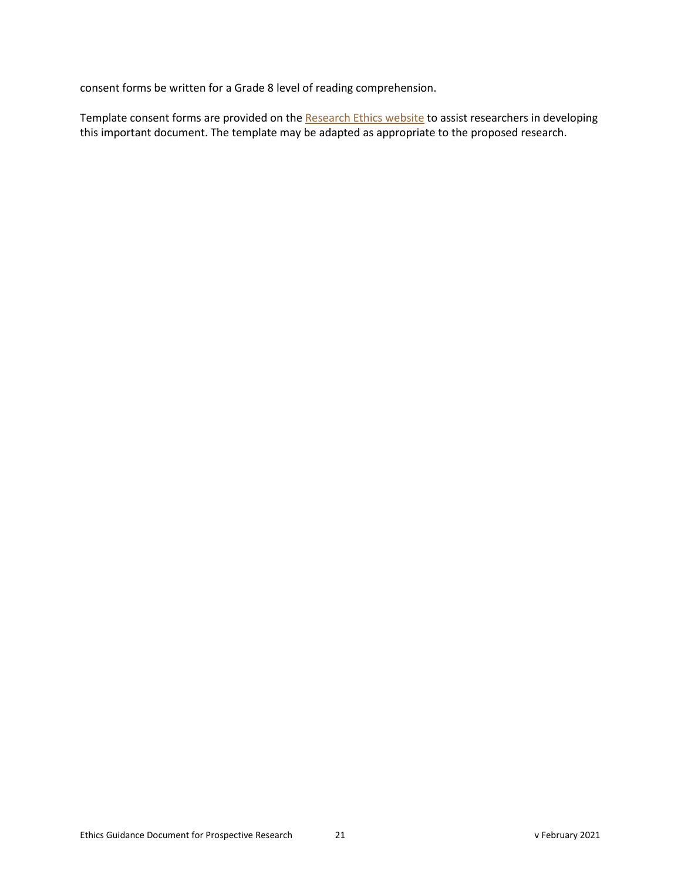consent forms be written for a Grade 8 level of reading comprehension.

Template consent forms are provided on the [Research Ethics website] to assist researchers in developing this important document. The template may be adapted as appropriate to the proposed research.